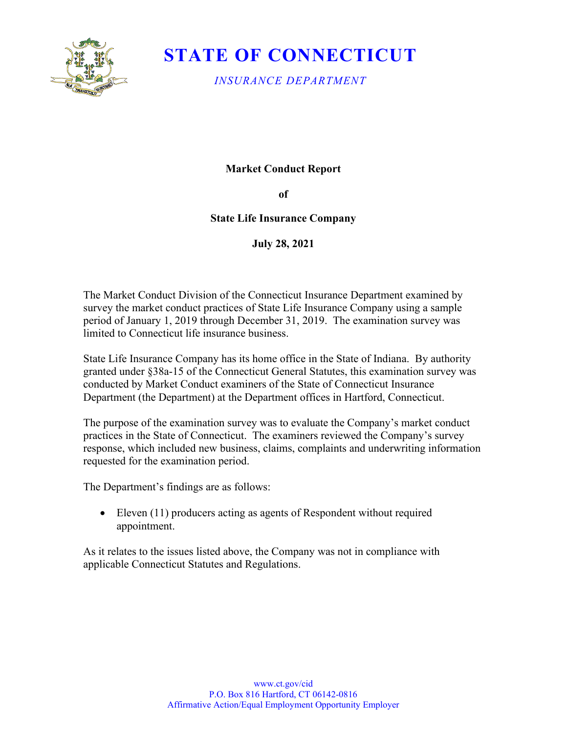# STATE OF CONNECTICUT

*INSURANCE DEPARTMENT*

**Market Conduct Report**

**of**

**State Life Insurance Company**

**July 28, 2021**

The Market Conduct Division of the Connecticut Insurance Department examined by survey the market conduct practices of State Life Insurance Company using a sample period of January 1, 2019 through December 31, 2019. The examination survey was limited to Connecticut life insurance business.

State Life Insurance Company has its home office in the State of Indiana. By authority granted under §38a-15 of the Connecticut General Statutes, this examination survey was conducted by Market Conduct examiners of the State of Connecticut Insurance Department (the Department) at the Department offices in Hartford, Connecticut.

The purpose of the examination survey was to evaluate the Company's market conduct practices in the State of Connecticut. The examiners reviewed the Company's survey response, which included new business, claims, complaints and underwriting information requested for the examination period.

The Department's findings are as follows:

- Eleven (11) producers acting as agents of Respondent without required appointment.

As it relates to the issues listed above, the Company was not in compliance with applicable Connecticut Statutes and Regulations.

www.ct.gov/cid
P.O. Box 816 Hartford, CT 06142-0816
Affirmative Action/Equal Employment Opportunity Employer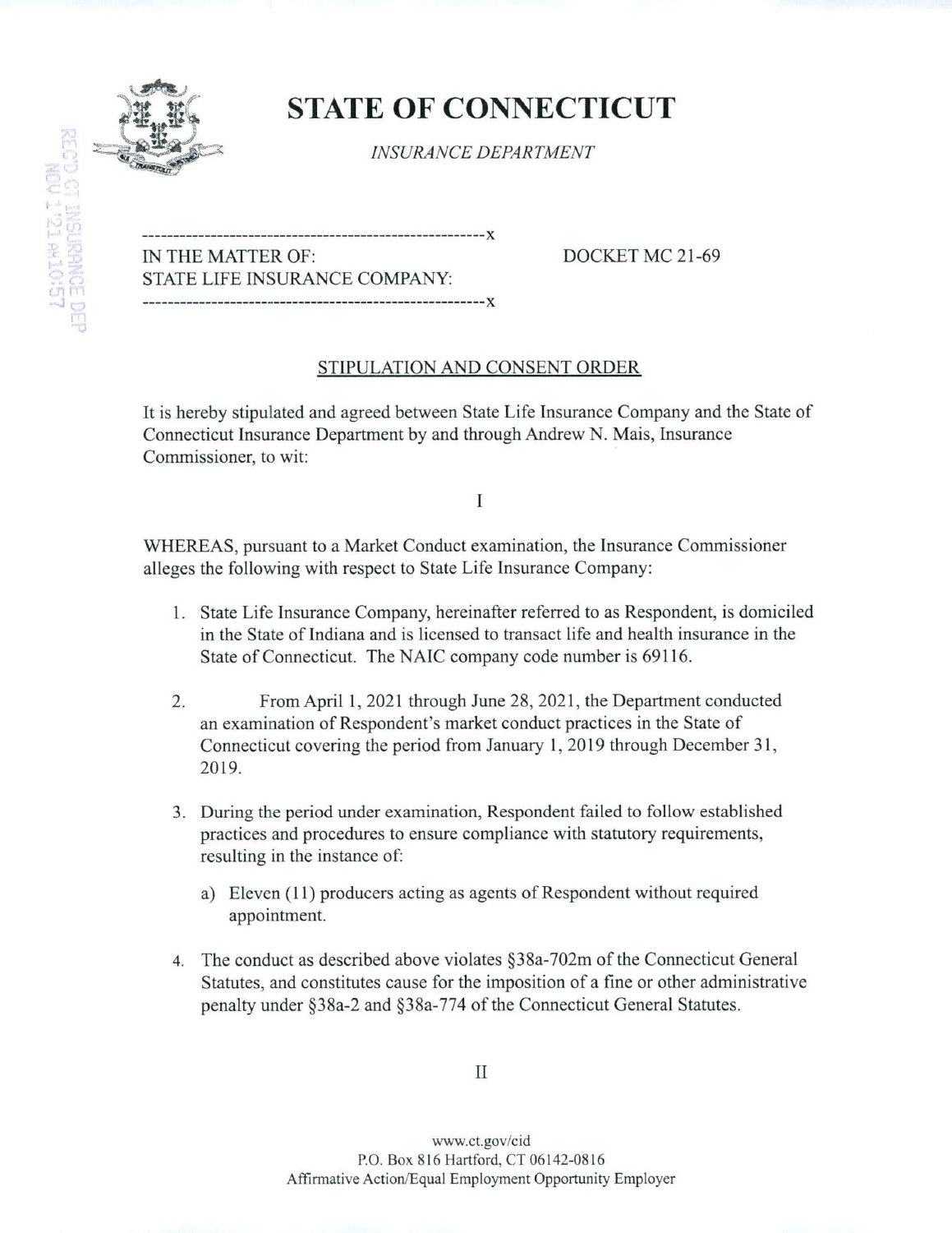# STATE OF CONNECTICUT

*INSURANCE DEPARTMENT*

--------------------------------------------------------x

IN THE MATTER OF: DOCKET MC 21-69

STATE LIFE INSURANCE COMPANY:

--------------------------------------------------------x

## STIPULATION AND CONSENT ORDER

It is hereby stipulated and agreed between State Life Insurance Company and the State of Connecticut Insurance Department by and through Andrew N. Mais, Insurance Commissioner, to wit:

I

WHEREAS, pursuant to a Market Conduct examination, the Insurance Commissioner alleges the following with respect to State Life Insurance Company:

1. State Life Insurance Company, hereinafter referred to as Respondent, is domiciled in the State of Indiana and is licensed to transact life and health insurance in the State of Connecticut. The NAIC company code number is 69116.

2. From April 1, 2021 through June 28, 2021, the Department conducted an examination of Respondent's market conduct practices in the State of Connecticut covering the period from January 1, 2019 through December 31, 2019.

3. During the period under examination, Respondent failed to follow established practices and procedures to ensure compliance with statutory requirements, resulting in the instance of:

   a) Eleven (11) producers acting as agents of Respondent without required appointment.

4. The conduct as described above violates §38a-702m of the Connecticut General Statutes, and constitutes cause for the imposition of a fine or other administrative penalty under §38a-2 and §38a-774 of the Connecticut General Statutes.

II

www.ct.gov/cid
P.O. Box 816 Hartford, CT 06142-0816
Affirmative Action/Equal Employment Opportunity Employer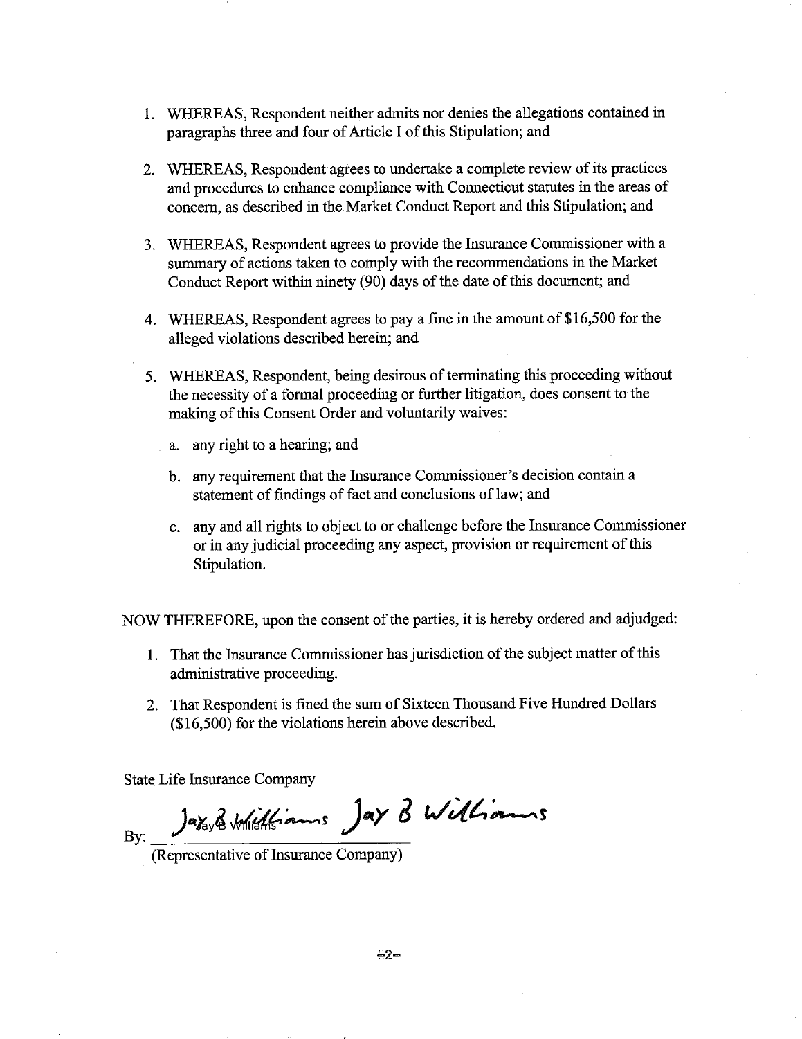1. WHEREAS, Respondent neither admits nor denies the allegations contained in paragraphs three and four of Article I of this Stipulation; and

2. WHEREAS, Respondent agrees to undertake a complete review of its practices and procedures to enhance compliance with Connecticut statutes in the areas of concern, as described in the Market Conduct Report and this Stipulation; and

3. WHEREAS, Respondent agrees to provide the Insurance Commissioner with a summary of actions taken to comply with the recommendations in the Market Conduct Report within ninety (90) days of the date of this document; and

4. WHEREAS, Respondent agrees to pay a fine in the amount of $16,500 for the alleged violations described herein; and

5. WHEREAS, Respondent, being desirous of terminating this proceeding without the necessity of a formal proceeding or further litigation, does consent to the making of this Consent Order and voluntarily waives:

   a. any right to a hearing; and

   b. any requirement that the Insurance Commissioner's decision contain a statement of findings of fact and conclusions of law; and

   c. any and all rights to object to or challenge before the Insurance Commissioner or in any judicial proceeding any aspect, provision or requirement of this Stipulation.

NOW THEREFORE, upon the consent of the parties, it is hereby ordered and adjudged:

1. That the Insurance Commissioner has jurisdiction of the subject matter of this administrative proceeding.

2. That Respondent is fined the sum of Sixteen Thousand Five Hundred Dollars ($16,500) for the violations herein above described.

State Life Insurance Company

By: Jay B Williams Jay B Williams

(Representative of Insurance Company)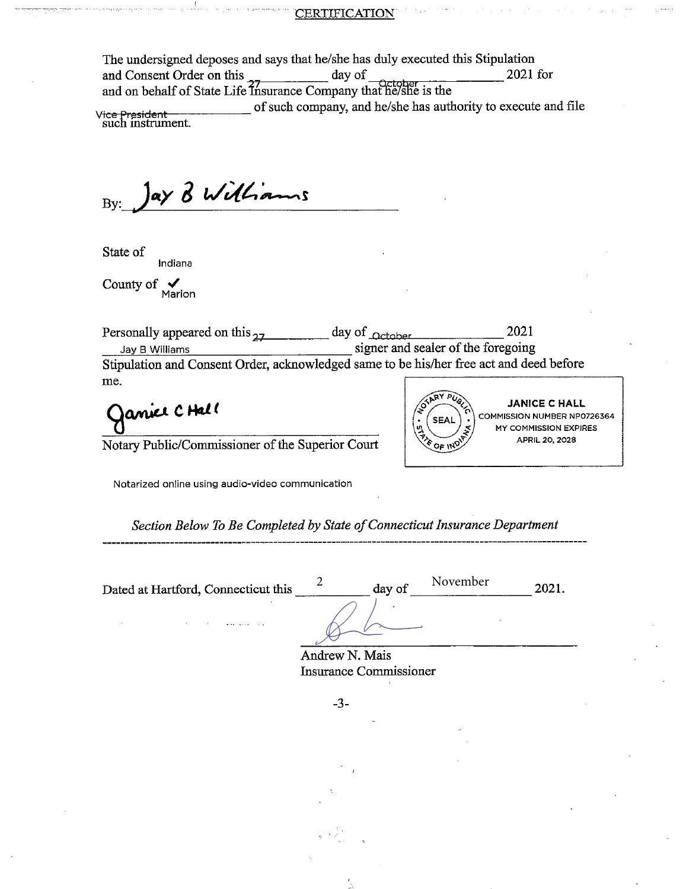CERTIFICATION

The undersigned deposes and says that he/she has duly executed this Stipulation and Consent Order on this 27 day of October 2021 for and on behalf of State Life Insurance Company that he/she is the Vice President of such company, and he/she has authority to execute and file such instrument.

By: Jay B Williams

State of Indiana

County of ✓ Marion

Personally appeared on this 27 day of October 2021 Jay B Williams signer and sealer of the foregoing Stipulation and Consent Order, acknowledged same to be his/her free act and deed before me.

Janice C Hall

Notary Public/Commissioner of the Superior Court

NOTARY PUBLIC SEAL STATE OF INDIANA
JANICE C HALL
COMMISSION NUMBER NP0726364
MY COMMISSION EXPIRES
APRIL 20, 2028

Notarized online using audio-video communication

*Section Below To Be Completed by State of Connecticut Insurance Department*

---

Dated at Hartford, Connecticut this 2 day of November 2021.

Andrew N. Mais
Insurance Commissioner